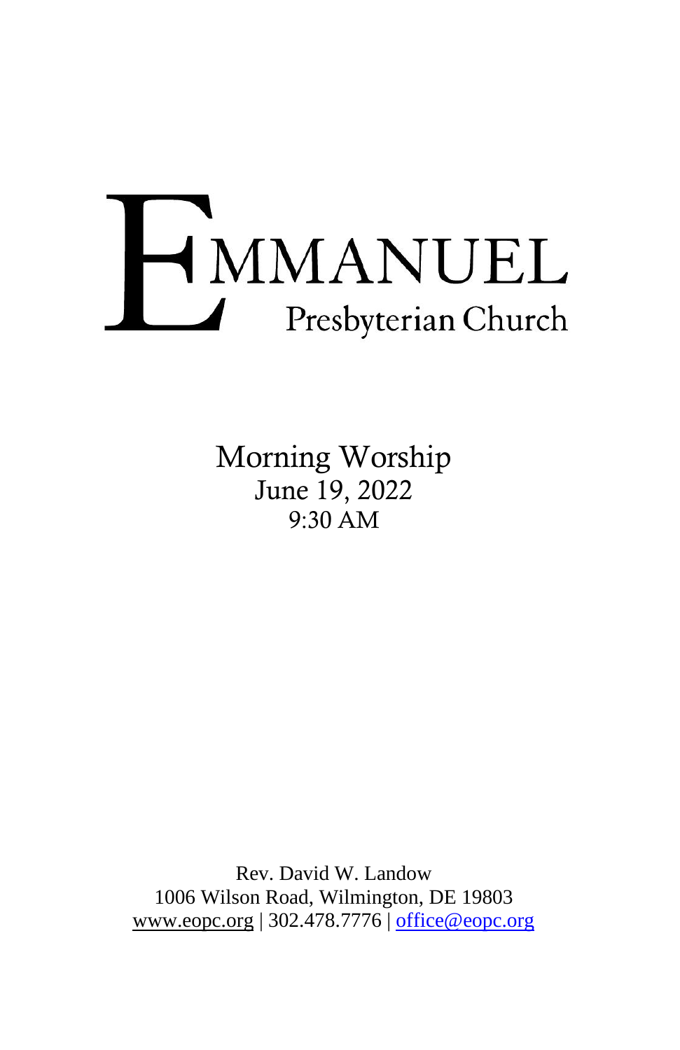# EMMANUEL

## Presbyterian Church

Morning Worship
June 19, 2022
9:30 AM

Rev. David W. Landow
1006 Wilson Road, Wilmington, DE 19803
www.eopc.org | 302.478.7776 | office@eopc.org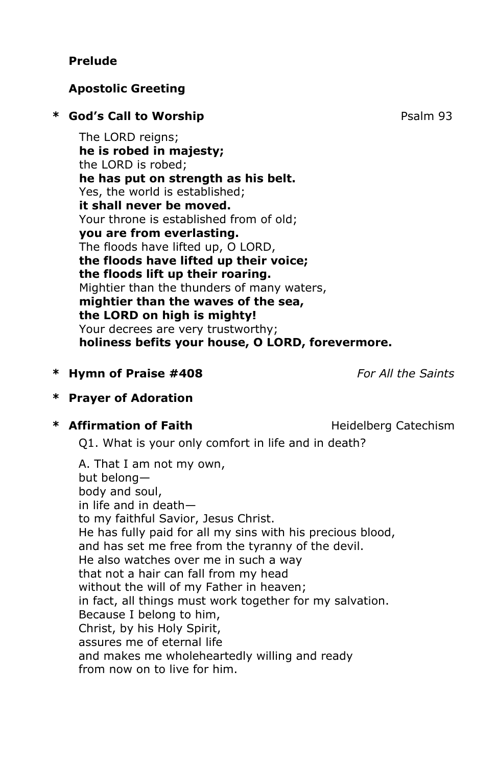**Prelude**

**Apostolic Greeting**

\* **God's Call to Worship** Psalm 93

The LORD reigns;
**he is robed in majesty;**
the LORD is robed;
**he has put on strength as his belt.**
Yes, the world is established;
**it shall never be moved.**
Your throne is established from of old;
**you are from everlasting.**
The floods have lifted up, O LORD,
**the floods have lifted up their voice;**
**the floods lift up their roaring.**
Mightier than the thunders of many waters,
**mightier than the waves of the sea,**
**the LORD on high is mighty!**
Your decrees are very trustworthy;
**holiness befits your house, O LORD, forevermore.**

\* **Hymn of Praise #408** *For All the Saints*

\* **Prayer of Adoration**

\* **Affirmation of Faith** Heidelberg Catechism

Q1. What is your only comfort in life and in death?

A. That I am not my own,
but belong—
body and soul,
in life and in death—
to my faithful Savior, Jesus Christ.
He has fully paid for all my sins with his precious blood,
and has set me free from the tyranny of the devil.
He also watches over me in such a way
that not a hair can fall from my head
without the will of my Father in heaven;
in fact, all things must work together for my salvation.
Because I belong to him,
Christ, by his Holy Spirit,
assures me of eternal life
and makes me wholeheartedly willing and ready
from now on to live for him.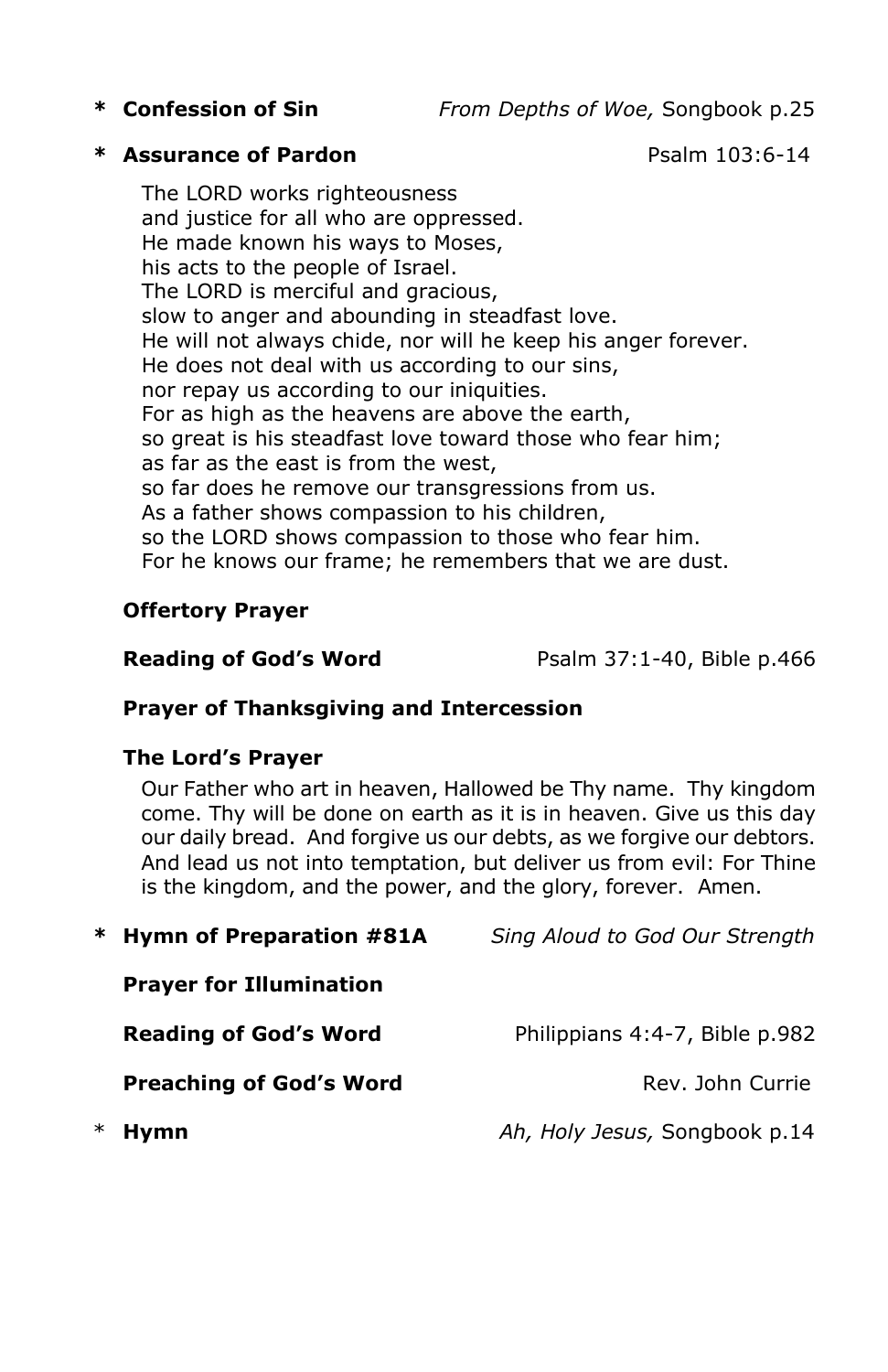**\* Confession of Sin** *From Depths of Woe,* Songbook p.25

**\* Assurance of Pardon** Psalm 103:6-14

The LORD works righteousness
and justice for all who are oppressed.
He made known his ways to Moses,
his acts to the people of Israel.
The LORD is merciful and gracious,
slow to anger and abounding in steadfast love.
He will not always chide, nor will he keep his anger forever.
He does not deal with us according to our sins,
nor repay us according to our iniquities.
For as high as the heavens are above the earth,
so great is his steadfast love toward those who fear him;
as far as the east is from the west,
so far does he remove our transgressions from us.
As a father shows compassion to his children,
so the LORD shows compassion to those who fear him.
For he knows our frame; he remembers that we are dust.

**Offertory Prayer**

**Reading of God's Word** Psalm 37:1-40, Bible p.466

**Prayer of Thanksgiving and Intercession**

**The Lord's Prayer**

Our Father who art in heaven, Hallowed be Thy name. Thy kingdom come. Thy will be done on earth as it is in heaven. Give us this day our daily bread. And forgive us our debts, as we forgive our debtors. And lead us not into temptation, but deliver us from evil: For Thine is the kingdom, and the power, and the glory, forever. Amen.

**\* Hymn of Preparation #81A** *Sing Aloud to God Our Strength*

**Prayer for Illumination**

**Reading of God's Word** Philippians 4:4-7, Bible p.982

**Preaching of God's Word** Rev. John Currie

\* **Hymn** *Ah, Holy Jesus,* Songbook p.14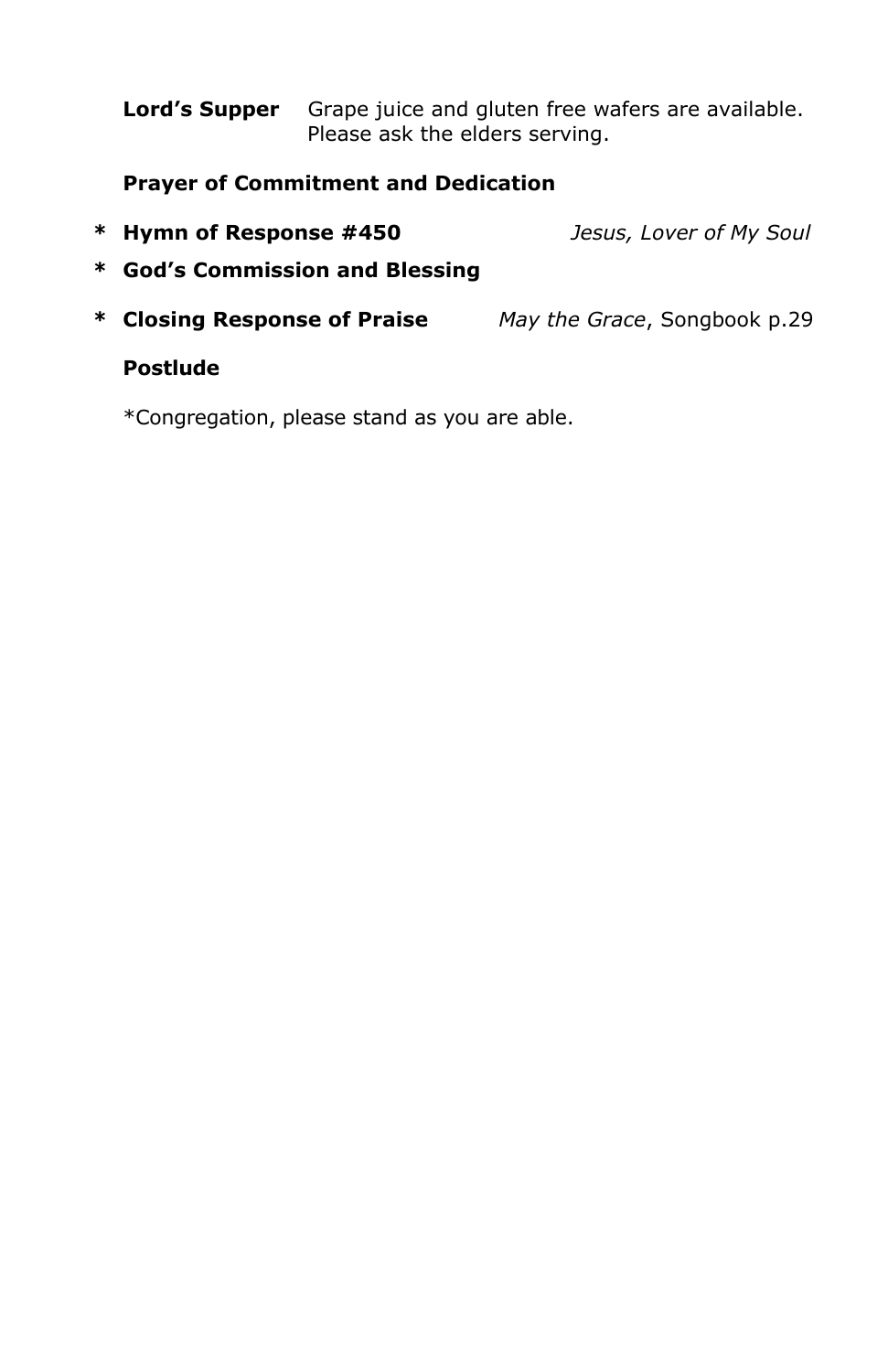**Lord's Supper** Grape juice and gluten free wafers are available. Please ask the elders serving.

**Prayer of Commitment and Dedication**

* **Hymn of Response #450** *Jesus, Lover of My Soul*

* **God's Commission and Blessing**

* **Closing Response of Praise** *May the Grace*, Songbook p.29

**Postlude**

*Congregation, please stand as you are able.